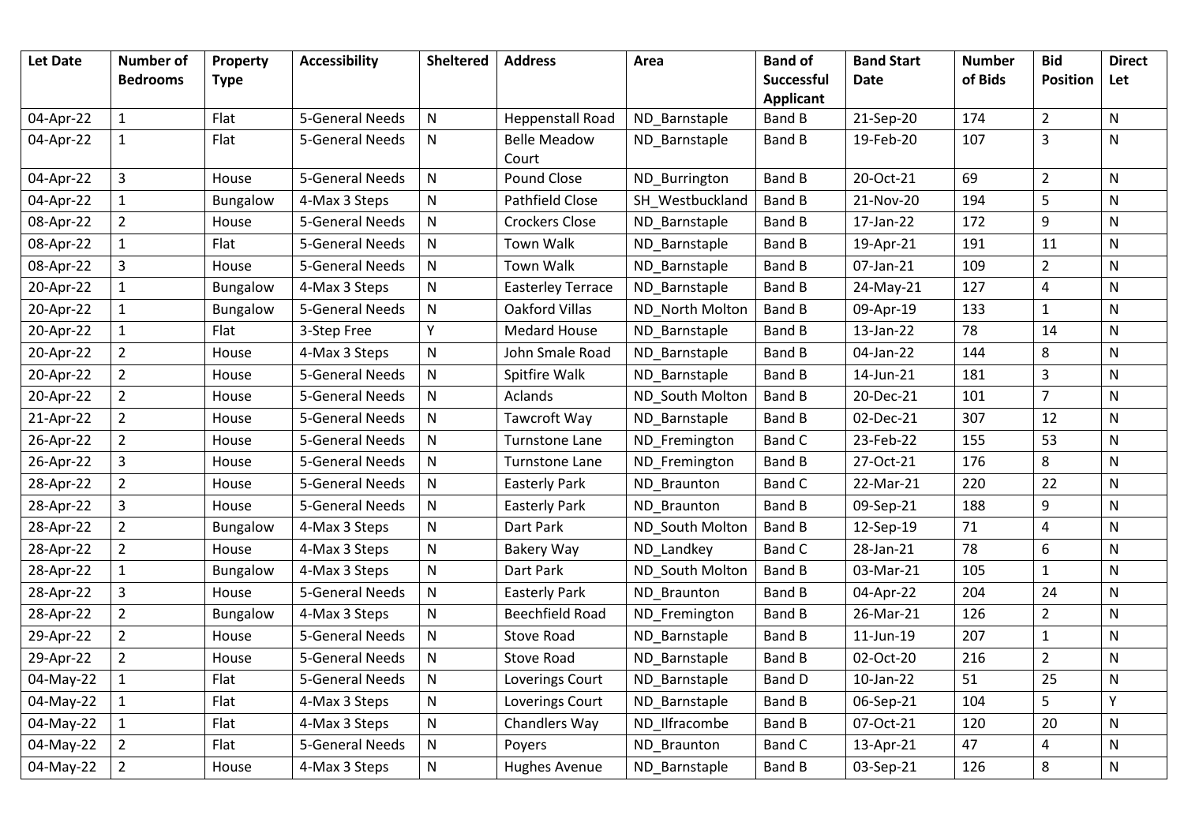| Let Date | Number of Bedrooms | Property Type | Accessibility | Sheltered | Address | Area | Band of Successful Applicant | Band Start Date | Number of Bids | Bid Position | Direct Let |
|---|---|---|---|---|---|---|---|---|---|---|---|
| 04-Apr-22 | 1 | Flat | 5-General Needs | N | Heppenstall Road | ND_Barnstaple | Band B | 21-Sep-20 | 174 | 2 | N |
| 04-Apr-22 | 1 | Flat | 5-General Needs | N | Belle Meadow Court | ND_Barnstaple | Band B | 19-Feb-20 | 107 | 3 | N |
| 04-Apr-22 | 3 | House | 5-General Needs | N | Pound Close | ND_Burrington | Band B | 20-Oct-21 | 69 | 2 | N |
| 04-Apr-22 | 1 | Bungalow | 4-Max 3 Steps | N | Pathfield Close | SH_Westbuckland | Band B | 21-Nov-20 | 194 | 5 | N |
| 08-Apr-22 | 2 | House | 5-General Needs | N | Crockers Close | ND_Barnstaple | Band B | 17-Jan-22 | 172 | 9 | N |
| 08-Apr-22 | 1 | Flat | 5-General Needs | N | Town Walk | ND_Barnstaple | Band B | 19-Apr-21 | 191 | 11 | N |
| 08-Apr-22 | 3 | House | 5-General Needs | N | Town Walk | ND_Barnstaple | Band B | 07-Jan-21 | 109 | 2 | N |
| 20-Apr-22 | 1 | Bungalow | 4-Max 3 Steps | N | Easterley Terrace | ND_Barnstaple | Band B | 24-May-21 | 127 | 4 | N |
| 20-Apr-22 | 1 | Bungalow | 5-General Needs | N | Oakford Villas | ND_North Molton | Band B | 09-Apr-19 | 133 | 1 | N |
| 20-Apr-22 | 1 | Flat | 3-Step Free | Y | Medard House | ND_Barnstaple | Band B | 13-Jan-22 | 78 | 14 | N |
| 20-Apr-22 | 2 | House | 4-Max 3 Steps | N | John Smale Road | ND_Barnstaple | Band B | 04-Jan-22 | 144 | 8 | N |
| 20-Apr-22 | 2 | House | 5-General Needs | N | Spitfire Walk | ND_Barnstaple | Band B | 14-Jun-21 | 181 | 3 | N |
| 20-Apr-22 | 2 | House | 5-General Needs | N | Aclands | ND_South Molton | Band B | 20-Dec-21 | 101 | 7 | N |
| 21-Apr-22 | 2 | House | 5-General Needs | N | Tawcroft Way | ND_Barnstaple | Band B | 02-Dec-21 | 307 | 12 | N |
| 26-Apr-22 | 2 | House | 5-General Needs | N | Turnstone Lane | ND_Fremington | Band C | 23-Feb-22 | 155 | 53 | N |
| 26-Apr-22 | 3 | House | 5-General Needs | N | Turnstone Lane | ND_Fremington | Band B | 27-Oct-21 | 176 | 8 | N |
| 28-Apr-22 | 2 | House | 5-General Needs | N | Easterly Park | ND_Braunton | Band C | 22-Mar-21 | 220 | 22 | N |
| 28-Apr-22 | 3 | House | 5-General Needs | N | Easterly Park | ND_Braunton | Band B | 09-Sep-21 | 188 | 9 | N |
| 28-Apr-22 | 2 | Bungalow | 4-Max 3 Steps | N | Dart Park | ND_South Molton | Band B | 12-Sep-19 | 71 | 4 | N |
| 28-Apr-22 | 2 | House | 4-Max 3 Steps | N | Bakery Way | ND_Landkey | Band C | 28-Jan-21 | 78 | 6 | N |
| 28-Apr-22 | 1 | Bungalow | 4-Max 3 Steps | N | Dart Park | ND_South Molton | Band B | 03-Mar-21 | 105 | 1 | N |
| 28-Apr-22 | 3 | House | 5-General Needs | N | Easterly Park | ND_Braunton | Band B | 04-Apr-22 | 204 | 24 | N |
| 28-Apr-22 | 2 | Bungalow | 4-Max 3 Steps | N | Beechfield Road | ND_Fremington | Band B | 26-Mar-21 | 126 | 2 | N |
| 29-Apr-22 | 2 | House | 5-General Needs | N | Stove Road | ND_Barnstaple | Band B | 11-Jun-19 | 207 | 1 | N |
| 29-Apr-22 | 2 | House | 5-General Needs | N | Stove Road | ND_Barnstaple | Band B | 02-Oct-20 | 216 | 2 | N |
| 04-May-22 | 1 | Flat | 5-General Needs | N | Loverings Court | ND_Barnstaple | Band D | 10-Jan-22 | 51 | 25 | N |
| 04-May-22 | 1 | Flat | 4-Max 3 Steps | N | Loverings Court | ND_Barnstaple | Band B | 06-Sep-21 | 104 | 5 | Y |
| 04-May-22 | 1 | Flat | 4-Max 3 Steps | N | Chandlers Way | ND_Ilfracombe | Band B | 07-Oct-21 | 120 | 20 | N |
| 04-May-22 | 2 | Flat | 5-General Needs | N | Poyers | ND_Braunton | Band C | 13-Apr-21 | 47 | 4 | N |
| 04-May-22 | 2 | House | 4-Max 3 Steps | N | Hughes Avenue | ND_Barnstaple | Band B | 03-Sep-21 | 126 | 8 | N |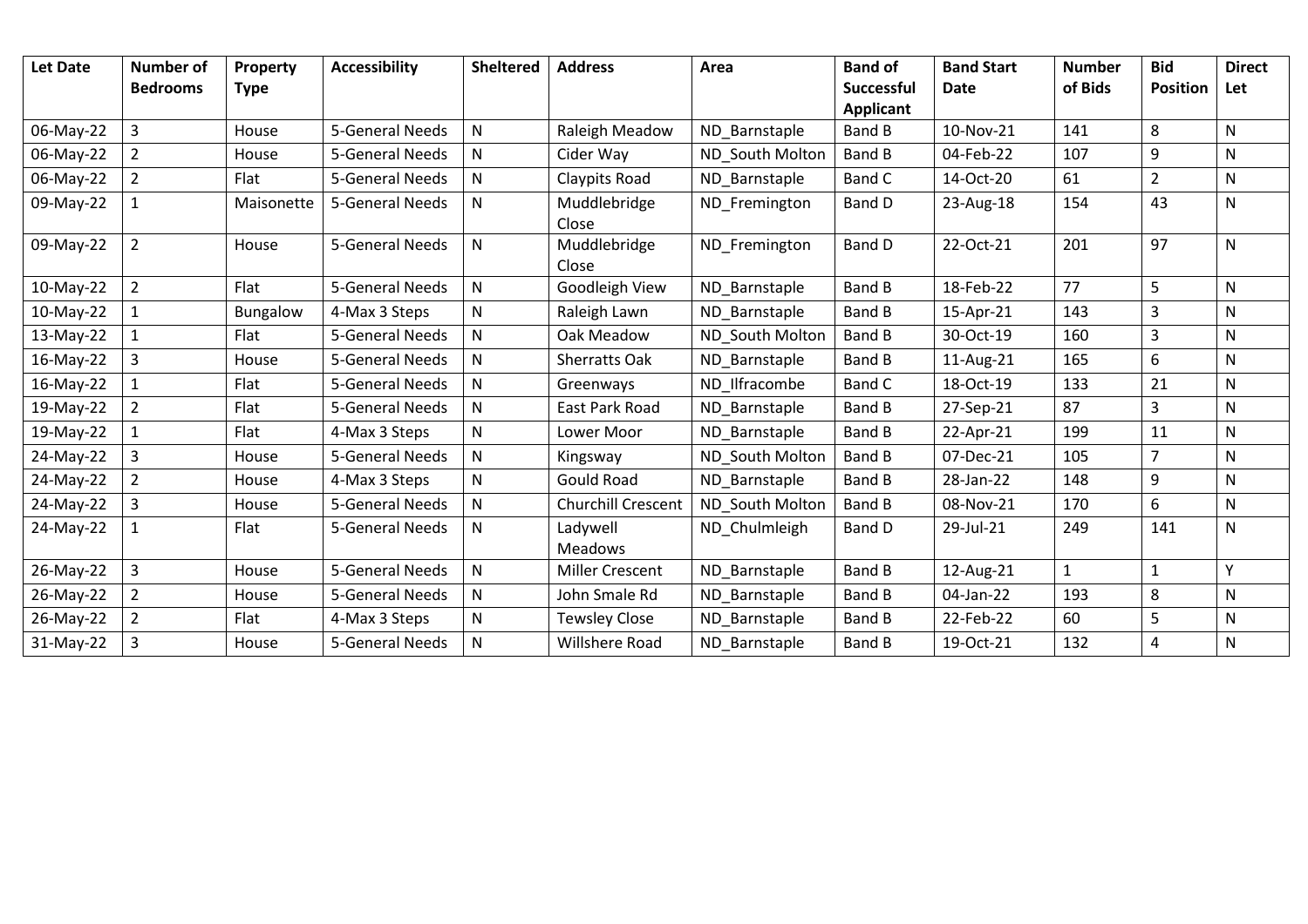| Let Date | Number of Bedrooms | Property Type | Accessibility | Sheltered | Address | Area | Band of Successful Applicant | Band Start Date | Number of Bids | Bid Position | Direct Let |
|---|---|---|---|---|---|---|---|---|---|---|---|
| 06-May-22 | 3 | House | 5-General Needs | N | Raleigh Meadow | ND_Barnstaple | Band B | 10-Nov-21 | 141 | 8 | N |
| 06-May-22 | 2 | House | 5-General Needs | N | Cider Way | ND_South Molton | Band B | 04-Feb-22 | 107 | 9 | N |
| 06-May-22 | 2 | Flat | 5-General Needs | N | Claypits Road | ND_Barnstaple | Band C | 14-Oct-20 | 61 | 2 | N |
| 09-May-22 | 1 | Maisonette | 5-General Needs | N | Muddlebridge Close | ND_Fremington | Band D | 23-Aug-18 | 154 | 43 | N |
| 09-May-22 | 2 | House | 5-General Needs | N | Muddlebridge Close | ND_Fremington | Band D | 22-Oct-21 | 201 | 97 | N |
| 10-May-22 | 2 | Flat | 5-General Needs | N | Goodleigh View | ND_Barnstaple | Band B | 18-Feb-22 | 77 | 5 | N |
| 10-May-22 | 1 | Bungalow | 4-Max 3 Steps | N | Raleigh Lawn | ND_Barnstaple | Band B | 15-Apr-21 | 143 | 3 | N |
| 13-May-22 | 1 | Flat | 5-General Needs | N | Oak Meadow | ND_South Molton | Band B | 30-Oct-19 | 160 | 3 | N |
| 16-May-22 | 3 | House | 5-General Needs | N | Sherratts Oak | ND_Barnstaple | Band B | 11-Aug-21 | 165 | 6 | N |
| 16-May-22 | 1 | Flat | 5-General Needs | N | Greenways | ND_Ilfracombe | Band C | 18-Oct-19 | 133 | 21 | N |
| 19-May-22 | 2 | Flat | 5-General Needs | N | East Park Road | ND_Barnstaple | Band B | 27-Sep-21 | 87 | 3 | N |
| 19-May-22 | 1 | Flat | 4-Max 3 Steps | N | Lower Moor | ND_Barnstaple | Band B | 22-Apr-21 | 199 | 11 | N |
| 24-May-22 | 3 | House | 5-General Needs | N | Kingsway | ND_South Molton | Band B | 07-Dec-21 | 105 | 7 | N |
| 24-May-22 | 2 | House | 4-Max 3 Steps | N | Gould Road | ND_Barnstaple | Band B | 28-Jan-22 | 148 | 9 | N |
| 24-May-22 | 3 | House | 5-General Needs | N | Churchill Crescent | ND_South Molton | Band B | 08-Nov-21 | 170 | 6 | N |
| 24-May-22 | 1 | Flat | 5-General Needs | N | Ladywell Meadows | ND_Chulmleigh | Band D | 29-Jul-21 | 249 | 141 | N |
| 26-May-22 | 3 | House | 5-General Needs | N | Miller Crescent | ND_Barnstaple | Band B | 12-Aug-21 | 1 | 1 | Y |
| 26-May-22 | 2 | House | 5-General Needs | N | John Smale Rd | ND_Barnstaple | Band B | 04-Jan-22 | 193 | 8 | N |
| 26-May-22 | 2 | Flat | 4-Max 3 Steps | N | Tewsley Close | ND_Barnstaple | Band B | 22-Feb-22 | 60 | 5 | N |
| 31-May-22 | 3 | House | 5-General Needs | N | Willshere Road | ND_Barnstaple | Band B | 19-Oct-21 | 132 | 4 | N |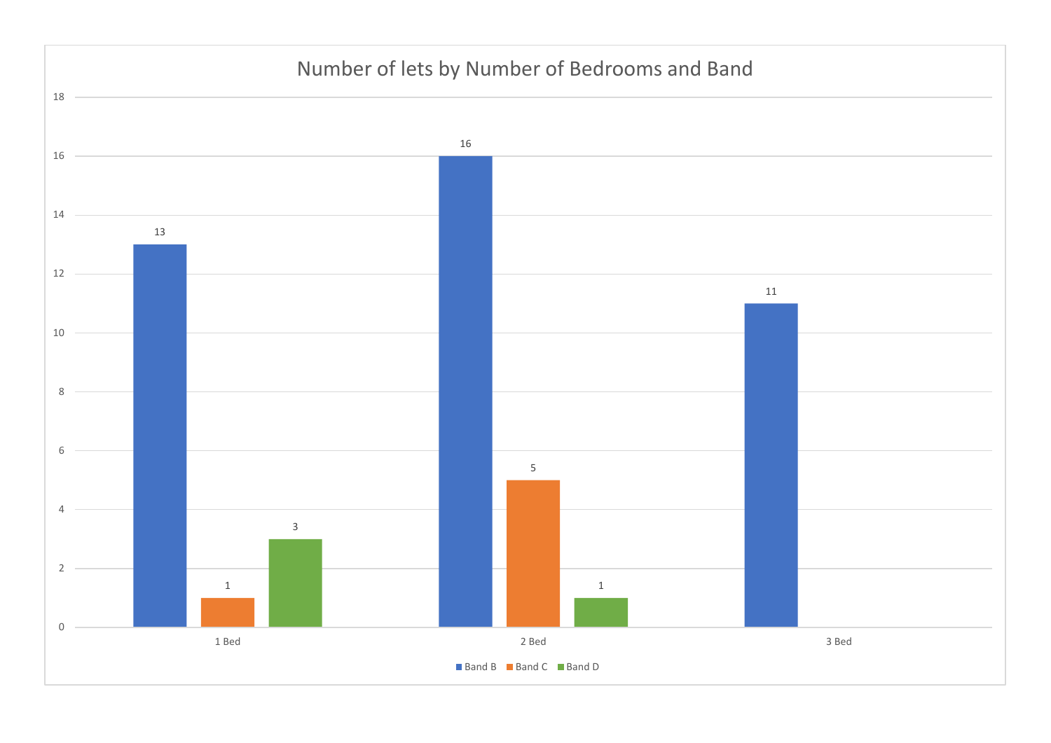## Number of lets by Number of Bedrooms and Band

| | Band B | Band C | Band D |
|---|---|---|---|
| 1 Bed | 13 | 1 | 3 |
| 2 Bed | 16 | 5 | 1 |
| 3 Bed | 11 | | |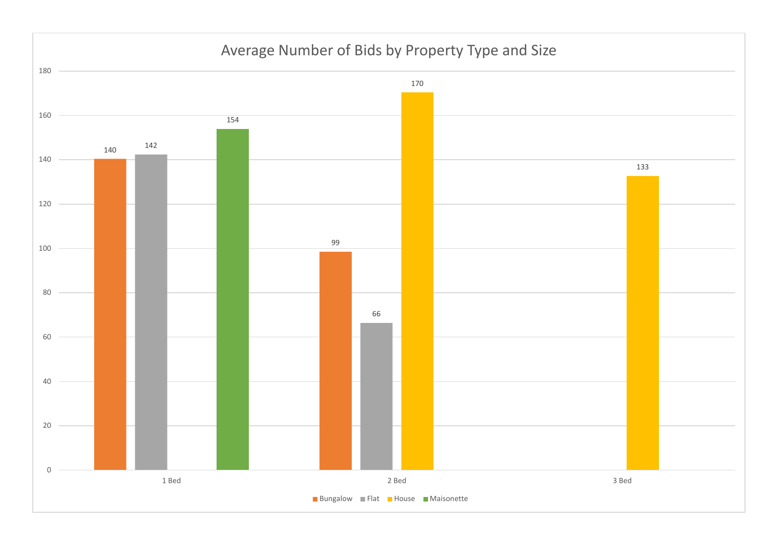Average Number of Bids by Property Type and Size

180

160

140

120

100

80

60

40

20

0

140

142

154

99

66

170

133

1 Bed

2 Bed

3 Bed

Bungalow Flat House Maisonette